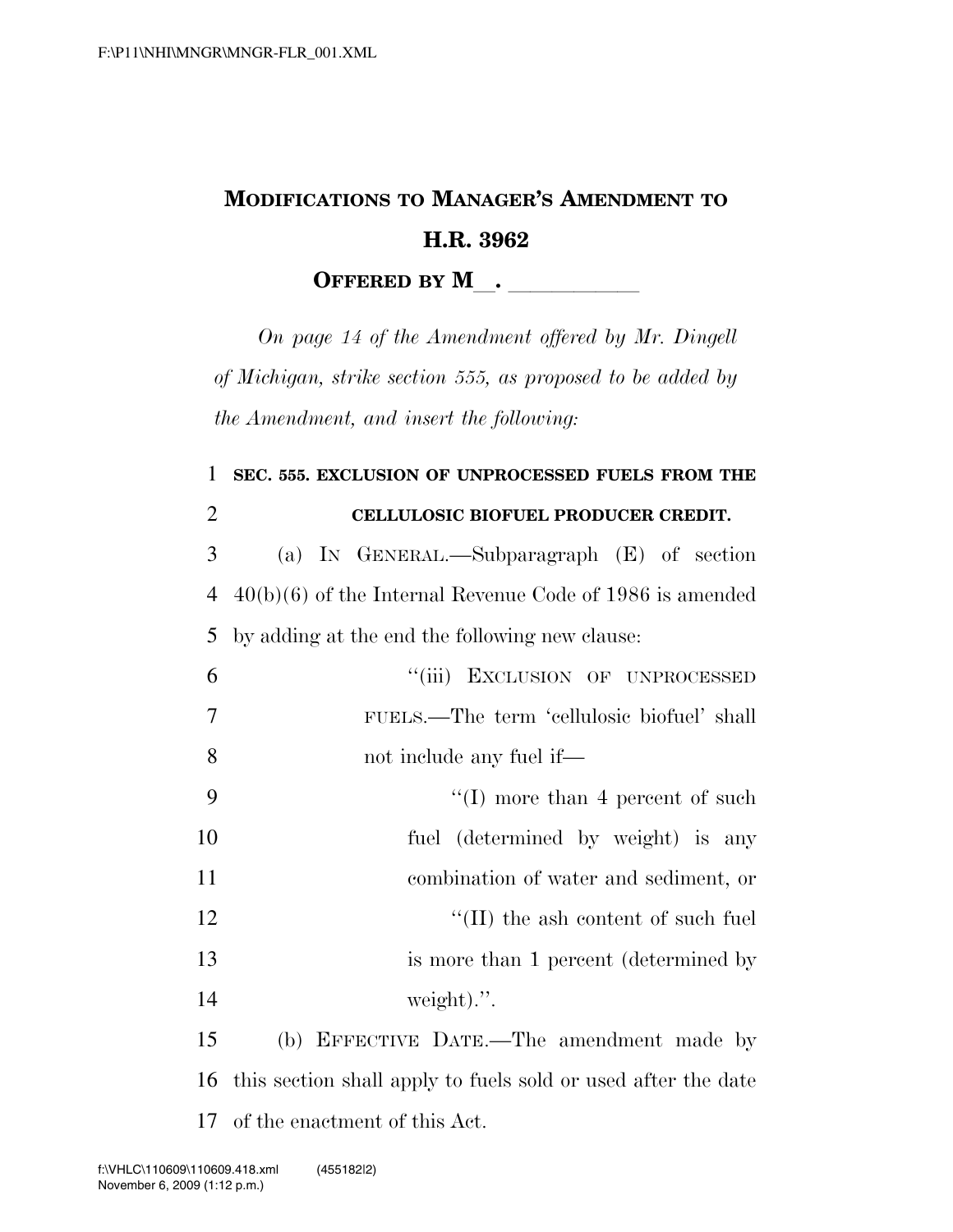# MODIFICATIONS TO MANAGER'S AMENDMENT TO H.R. 3962

## OFFERED BY M\_\_. \_\_\_\_\_\_\_\_\_\_\_\_

*On page 14 of the Amendment offered by Mr. Dingell of Michigan, strike section 555, as proposed to be added by the Amendment, and insert the following:*

**SEC. 555. EXCLUSION OF UNPROCESSED FUELS FROM THE CELLULOSIC BIOFUEL PRODUCER CREDIT.**

(a) IN GENERAL.—Subparagraph (E) of section 40(b)(6) of the Internal Revenue Code of 1986 is amended by adding at the end the following new clause:

"(iii) EXCLUSION OF UNPROCESSED FUELS.—The term 'cellulosic biofuel' shall not include any fuel if—

"(I) more than 4 percent of such fuel (determined by weight) is any combination of water and sediment, or

"(II) the ash content of such fuel is more than 1 percent (determined by weight).".

(b) EFFECTIVE DATE.—The amendment made by this section shall apply to fuels sold or used after the date of the enactment of this Act.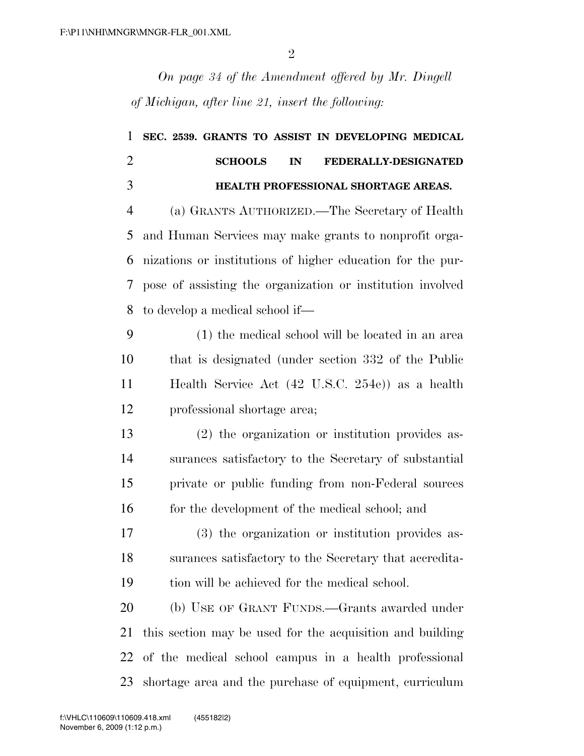*On page 34 of the Amendment offered by Mr. Dingell of Michigan, after line 21, insert the following:*

**SEC. 2539. GRANTS TO ASSIST IN DEVELOPING MEDICAL SCHOOLS IN FEDERALLY-DESIGNATED HEALTH PROFESSIONAL SHORTAGE AREAS.**

(a) GRANTS AUTHORIZED.—The Secretary of Health and Human Services may make grants to nonprofit organizations or institutions of higher education for the purpose of assisting the organization or institution involved to develop a medical school if—

(1) the medical school will be located in an area that is designated (under section 332 of the Public Health Service Act (42 U.S.C. 254e)) as a health professional shortage area;

(2) the organization or institution provides assurances satisfactory to the Secretary of substantial private or public funding from non-Federal sources for the development of the medical school; and

(3) the organization or institution provides assurances satisfactory to the Secretary that accreditation will be achieved for the medical school.

(b) USE OF GRANT FUNDS.—Grants awarded under this section may be used for the acquisition and building of the medical school campus in a health professional shortage area and the purchase of equipment, curriculum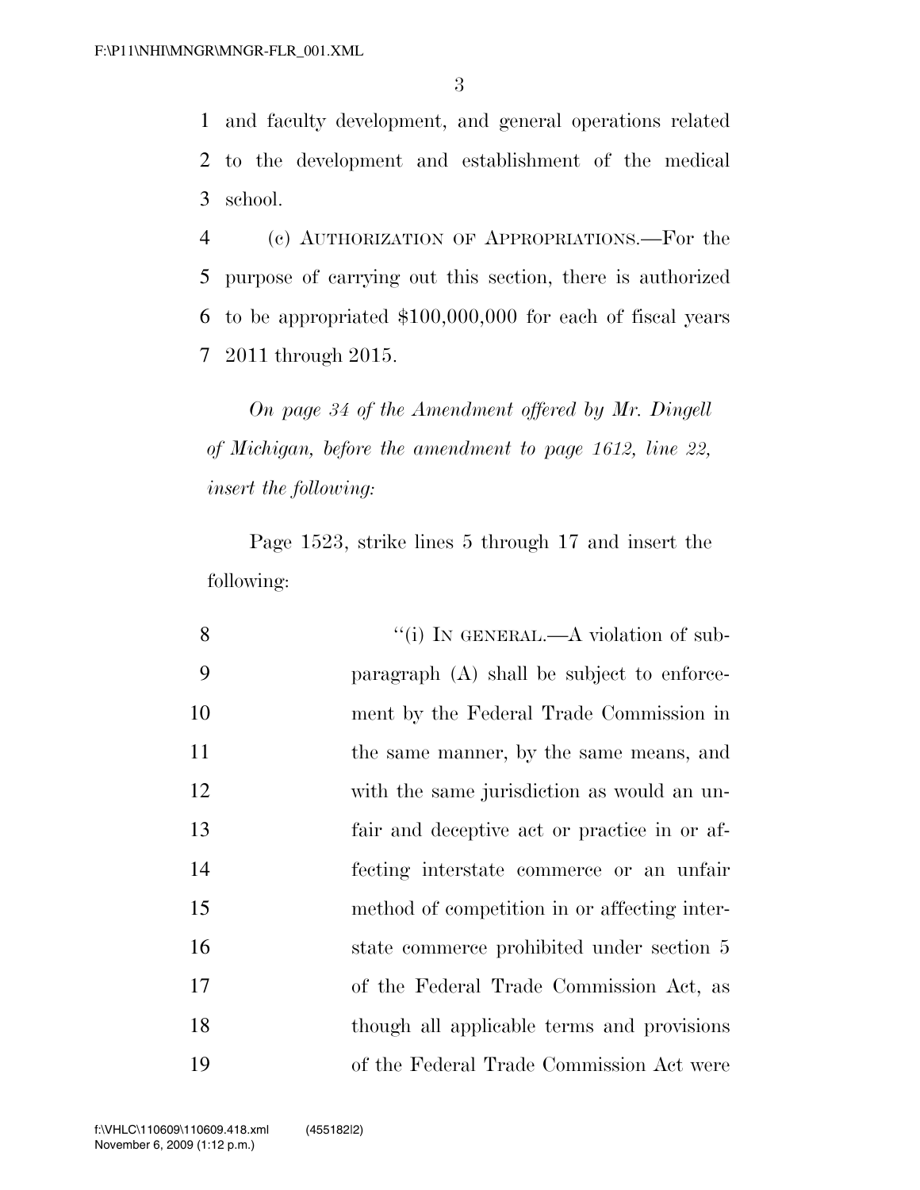and faculty development, and general operations related to the development and establishment of the medical school.

(c) AUTHORIZATION OF APPROPRIATIONS.—For the purpose of carrying out this section, there is authorized to be appropriated $100,000,000 for each of fiscal years 2011 through 2015.

*On page 34 of the Amendment offered by Mr. Dingell of Michigan, before the amendment to page 1612, line 22, insert the following:*

Page 1523, strike lines 5 through 17 and insert the following:

"(i) IN GENERAL.—A violation of subparagraph (A) shall be subject to enforcement by the Federal Trade Commission in the same manner, by the same means, and with the same jurisdiction as would an unfair and deceptive act or practice in or affecting interstate commerce or an unfair method of competition in or affecting interstate commerce prohibited under section 5 of the Federal Trade Commission Act, as though all applicable terms and provisions of the Federal Trade Commission Act were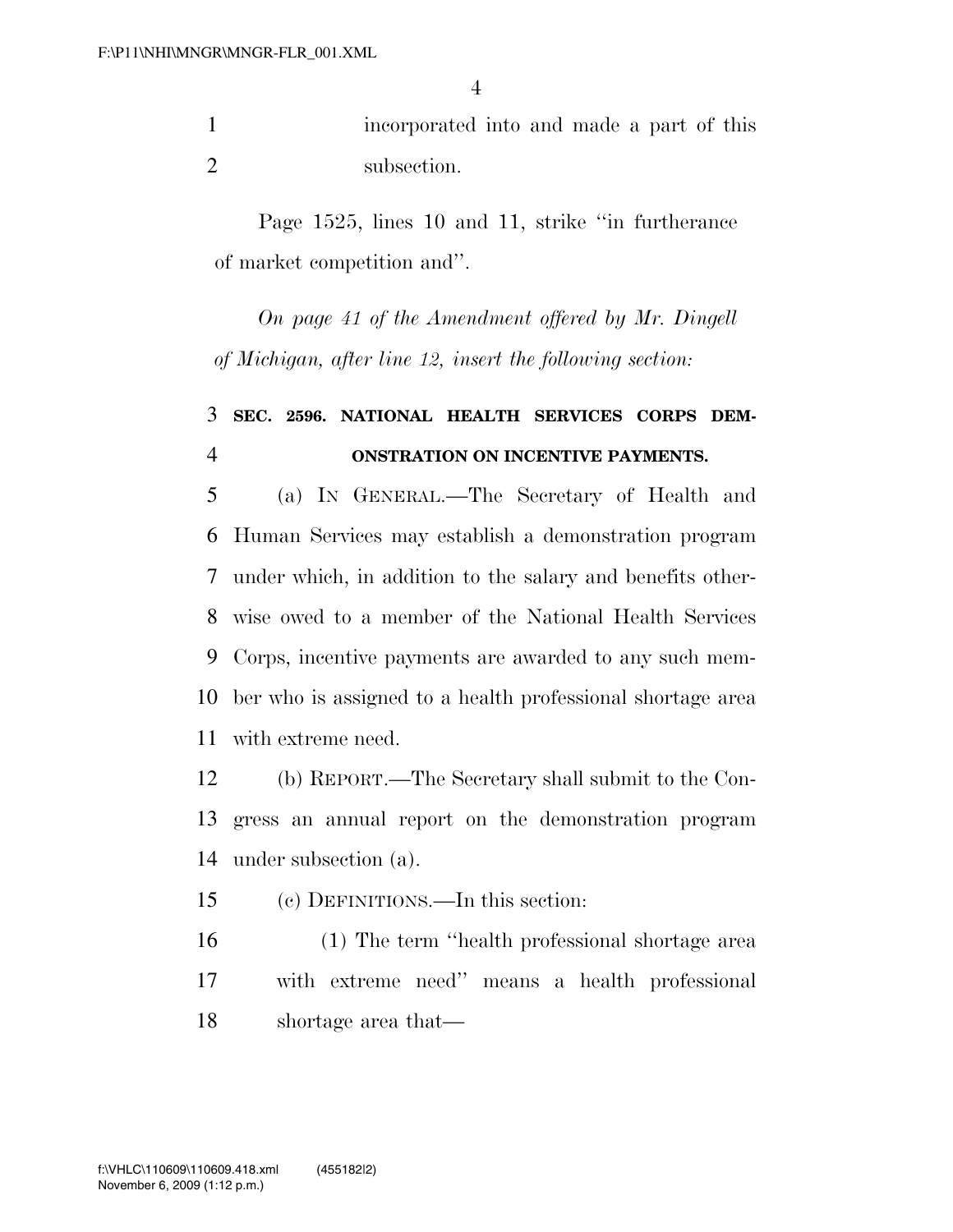incorporated into and made a part of this subsection.

Page 1525, lines 10 and 11, strike ''in furtherance of market competition and''.

*On page 41 of the Amendment offered by Mr. Dingell of Michigan, after line 12, insert the following section:*

**SEC. 2596. NATIONAL HEALTH SERVICES CORPS DEMONSTRATION ON INCENTIVE PAYMENTS.**

(a) IN GENERAL.—The Secretary of Health and Human Services may establish a demonstration program under which, in addition to the salary and benefits otherwise owed to a member of the National Health Services Corps, incentive payments are awarded to any such member who is assigned to a health professional shortage area with extreme need.

(b) REPORT.—The Secretary shall submit to the Congress an annual report on the demonstration program under subsection (a).

(c) DEFINITIONS.—In this section:

(1) The term ''health professional shortage area with extreme need'' means a health professional shortage area that—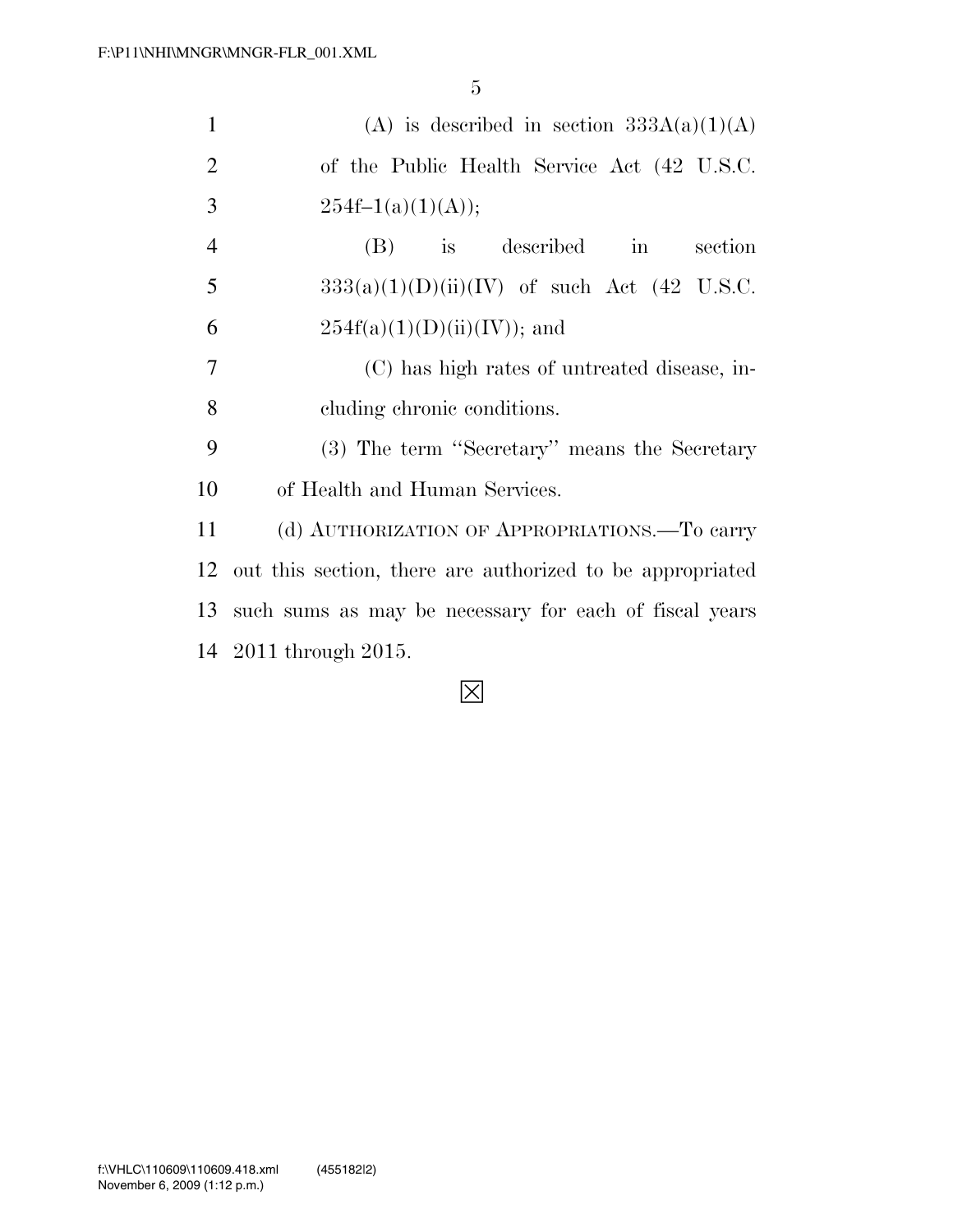(A) is described in section 333A(a)(1)(A) of the Public Health Service Act (42 U.S.C. 254f–1(a)(1)(A));

(B) is described in section 333(a)(1)(D)(ii)(IV) of such Act (42 U.S.C. 254f(a)(1)(D)(ii)(IV)); and

(C) has high rates of untreated disease, including chronic conditions.

(3) The term "Secretary" means the Secretary of Health and Human Services.

(d) AUTHORIZATION OF APPROPRIATIONS.—To carry out this section, there are authorized to be appropriated such sums as may be necessary for each of fiscal years 2011 through 2015.

☒